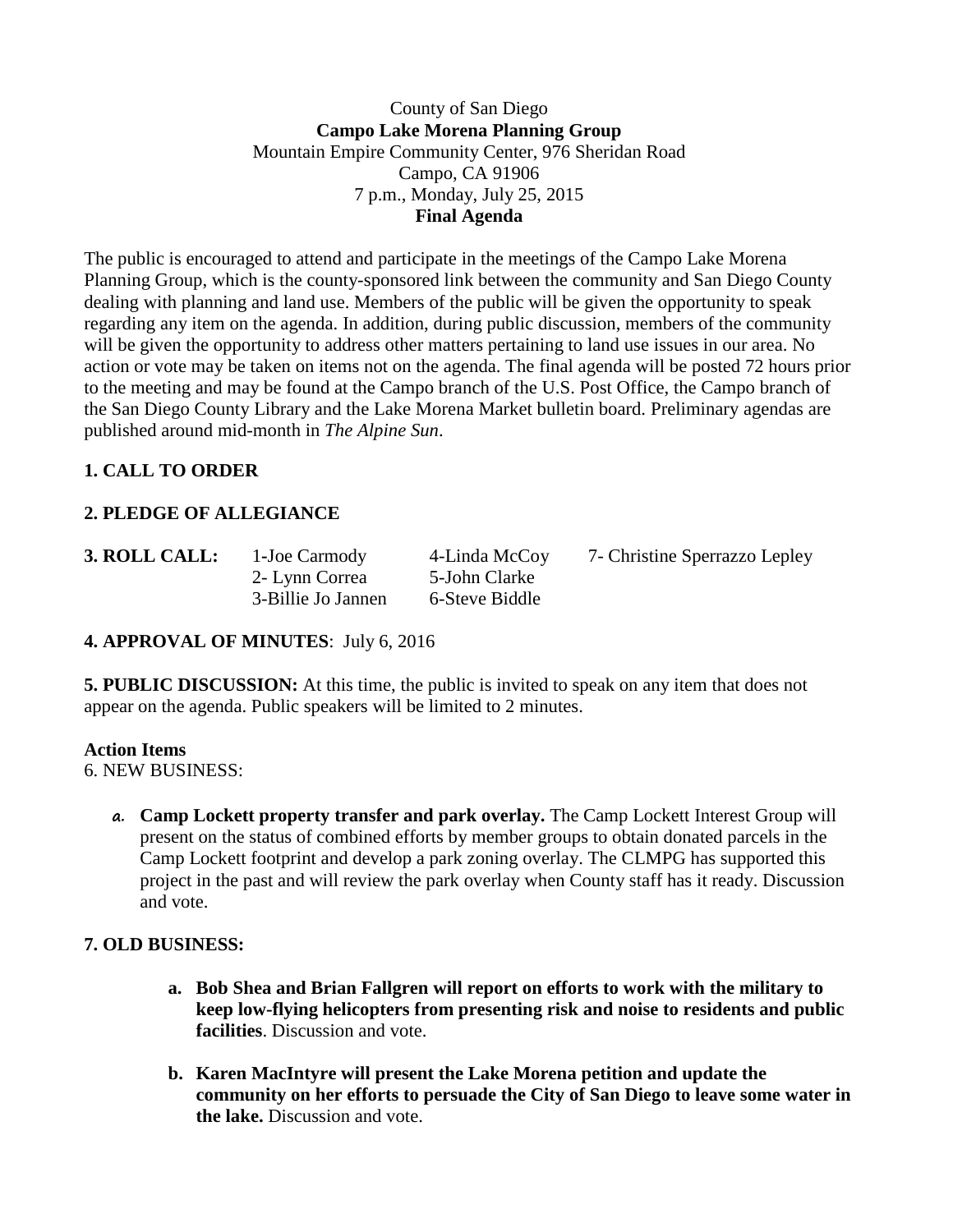County of San Diego
**Campo Lake Morena Planning Group**
Mountain Empire Community Center, 976 Sheridan Road
Campo, CA 91906
7 p.m., Monday, July 25, 2015
**Final Agenda**

The public is encouraged to attend and participate in the meetings of the Campo Lake Morena Planning Group, which is the county-sponsored link between the community and San Diego County dealing with planning and land use. Members of the public will be given the opportunity to speak regarding any item on the agenda. In addition, during public discussion, members of the community will be given the opportunity to address other matters pertaining to land use issues in our area. No action or vote may be taken on items not on the agenda. The final agenda will be posted 72 hours prior to the meeting and may be found at the Campo branch of the U.S. Post Office, the Campo branch of the San Diego County Library and the Lake Morena Market bulletin board. Preliminary agendas are published around mid-month in *The Alpine Sun*.

**1. CALL TO ORDER**

**2. PLEDGE OF ALLEGIANCE**

**3. ROLL CALL:**

1-Joe Carmody
2- Lynn Correa
3-Billie Jo Jannen
4-Linda McCoy
5-John Clarke
6-Steve Biddle
7- Christine Sperrazzo Lepley

**4. APPROVAL OF MINUTES**: July 6, 2016

**5. PUBLIC DISCUSSION:** At this time, the public is invited to speak on any item that does not appear on the agenda. Public speakers will be limited to 2 minutes.

**Action Items**
6. NEW BUSINESS:

a. **Camp Lockett property transfer and park overlay.** The Camp Lockett Interest Group will present on the status of combined efforts by member groups to obtain donated parcels in the Camp Lockett footprint and develop a park zoning overlay. The CLMPG has supported this project in the past and will review the park overlay when County staff has it ready. Discussion and vote.

**7. OLD BUSINESS:**

a. **Bob Shea and Brian Fallgren will report on efforts to work with the military to keep low-flying helicopters from presenting risk and noise to residents and public facilities**. Discussion and vote.

b. **Karen MacIntyre will present the Lake Morena petition and update the community on her efforts to persuade the City of San Diego to leave some water in the lake.** Discussion and vote.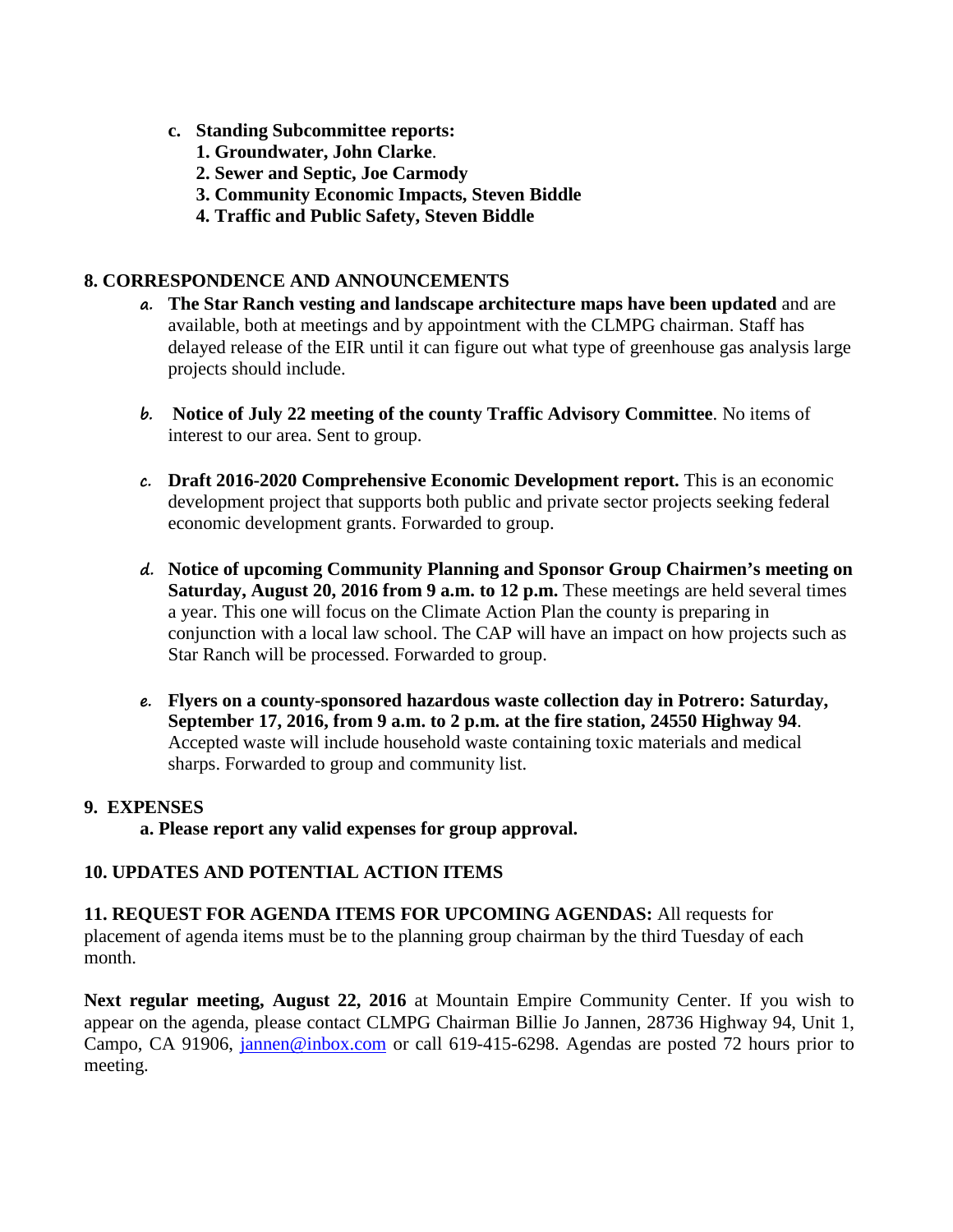c. **Standing Subcommittee reports:**
   1. **Groundwater, John Clarke**.
   2. **Sewer and Septic, Joe Carmody**
   3. **Community Economic Impacts, Steven Biddle**
   4. **Traffic and Public Safety, Steven Biddle**

**8. CORRESPONDENCE AND ANNOUNCEMENTS**

a. **The Star Ranch vesting and landscape architecture maps have been updated** and are available, both at meetings and by appointment with the CLMPG chairman. Staff has delayed release of the EIR until it can figure out what type of greenhouse gas analysis large projects should include.

b. **Notice of July 22 meeting of the county Traffic Advisory Committee**. No items of interest to our area. Sent to group.

c. **Draft 2016-2020 Comprehensive Economic Development report.** This is an economic development project that supports both public and private sector projects seeking federal economic development grants. Forwarded to group.

d. **Notice of upcoming Community Planning and Sponsor Group Chairmen's meeting on Saturday, August 20, 2016 from 9 a.m. to 12 p.m.** These meetings are held several times a year. This one will focus on the Climate Action Plan the county is preparing in conjunction with a local law school. The CAP will have an impact on how projects such as Star Ranch will be processed. Forwarded to group.

e. **Flyers on a county-sponsored hazardous waste collection day in Potrero: Saturday, September 17, 2016, from 9 a.m. to 2 p.m. at the fire station, 24550 Highway 94**. Accepted waste will include household waste containing toxic materials and medical sharps. Forwarded to group and community list.

**9. EXPENSES**

**a. Please report any valid expenses for group approval.**

**10. UPDATES AND POTENTIAL ACTION ITEMS**

**11. REQUEST FOR AGENDA ITEMS FOR UPCOMING AGENDAS:** All requests for placement of agenda items must be to the planning group chairman by the third Tuesday of each month.

**Next regular meeting, August 22, 2016** at Mountain Empire Community Center. If you wish to appear on the agenda, please contact CLMPG Chairman Billie Jo Jannen, 28736 Highway 94, Unit 1, Campo, CA 91906, jannen@inbox.com or call 619-415-6298. Agendas are posted 72 hours prior to meeting.